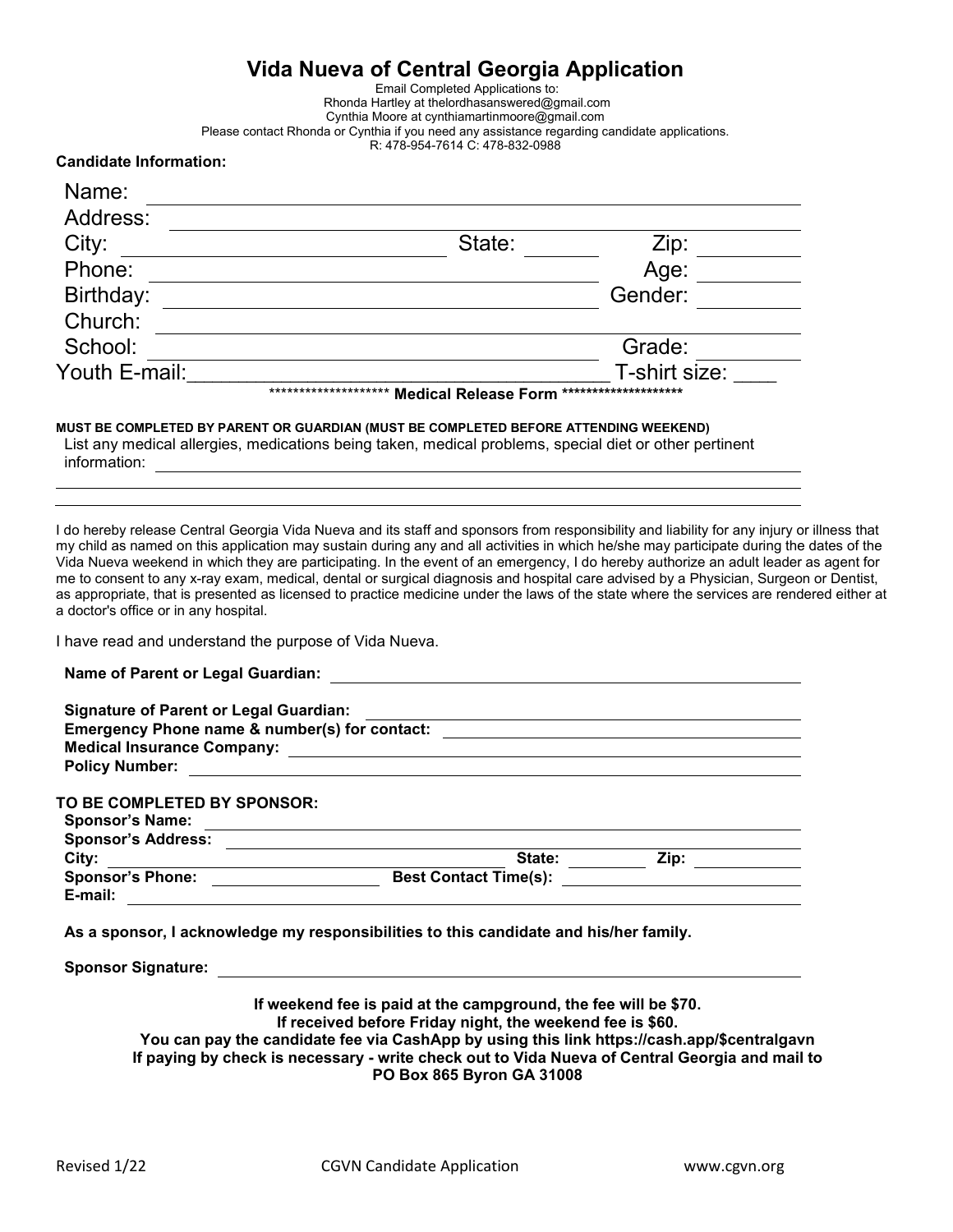# Vida Nueva of Central Georgia Application

Email Completed Applications to:
Rhonda Hartley at thelordhasanswered@gmail.com
Cynthia Moore at cynthiamartinmoore@gmail.com
Please contact Rhonda or Cynthia if you need any assistance regarding candidate applications.
R: 478-954-7614 C: 478-832-0988

**Candidate Information:**

Name: ______________________________________________

Address: ______________________________________________

City: ____________________ State: ________ Zip: __________

Phone: ____________________ Age: __________

Birthday: ____________________ Gender: __________

Church: ______________________________________________

School: ____________________ Grade: __________

Youth E-mail:____________________ T-shirt size: ____

********************* **Medical Release Form** *********************

**MUST BE COMPLETED BY PARENT OR GUARDIAN (MUST BE COMPLETED BEFORE ATTENDING WEEKEND)**

List any medical allergies, medications being taken, medical problems, special diet or other pertinent information: ______________________________________________

I do hereby release Central Georgia Vida Nueva and its staff and sponsors from responsibility and liability for any injury or illness that my child as named on this application may sustain during any and all activities in which he/she may participate during the dates of the Vida Nueva weekend in which they are participating. In the event of an emergency, I do hereby authorize an adult leader as agent for me to consent to any x-ray exam, medical, dental or surgical diagnosis and hospital care advised by a Physician, Surgeon or Dentist, as appropriate, that is presented as licensed to practice medicine under the laws of the state where the services are rendered either at a doctor's office or in any hospital.

I have read and understand the purpose of Vida Nueva.

**Name of Parent or Legal Guardian:** ______________________________________________

**Signature of Parent or Legal Guardian:** ______________________________________________

**Emergency Phone name & number(s) for contact:** ______________________________________________

**Medical Insurance Company:** ______________________________________________

**Policy Number:** ______________________________________________

**TO BE COMPLETED BY SPONSOR:**

**Sponsor's Name:** ______________________________________________

**Sponsor's Address:** ______________________________________________

**City:** ____________________ **State:** ________ **Zip:** __________

**Sponsor's Phone:** ____________________ **Best Contact Time(s):** ____________________

**E-mail:** ______________________________________________

**As a sponsor, I acknowledge my responsibilities to this candidate and his/her family.**

**Sponsor Signature:** ______________________________________________

**If weekend fee is paid at the campground, the fee will be $70.**
**If received before Friday night, the weekend fee is $60.**
**You can pay the candidate fee via CashApp by using this link https://cash.app/$centralgavn**
**If paying by check is necessary - write check out to Vida Nueva of Central Georgia and mail to PO Box 865 Byron GA 31008**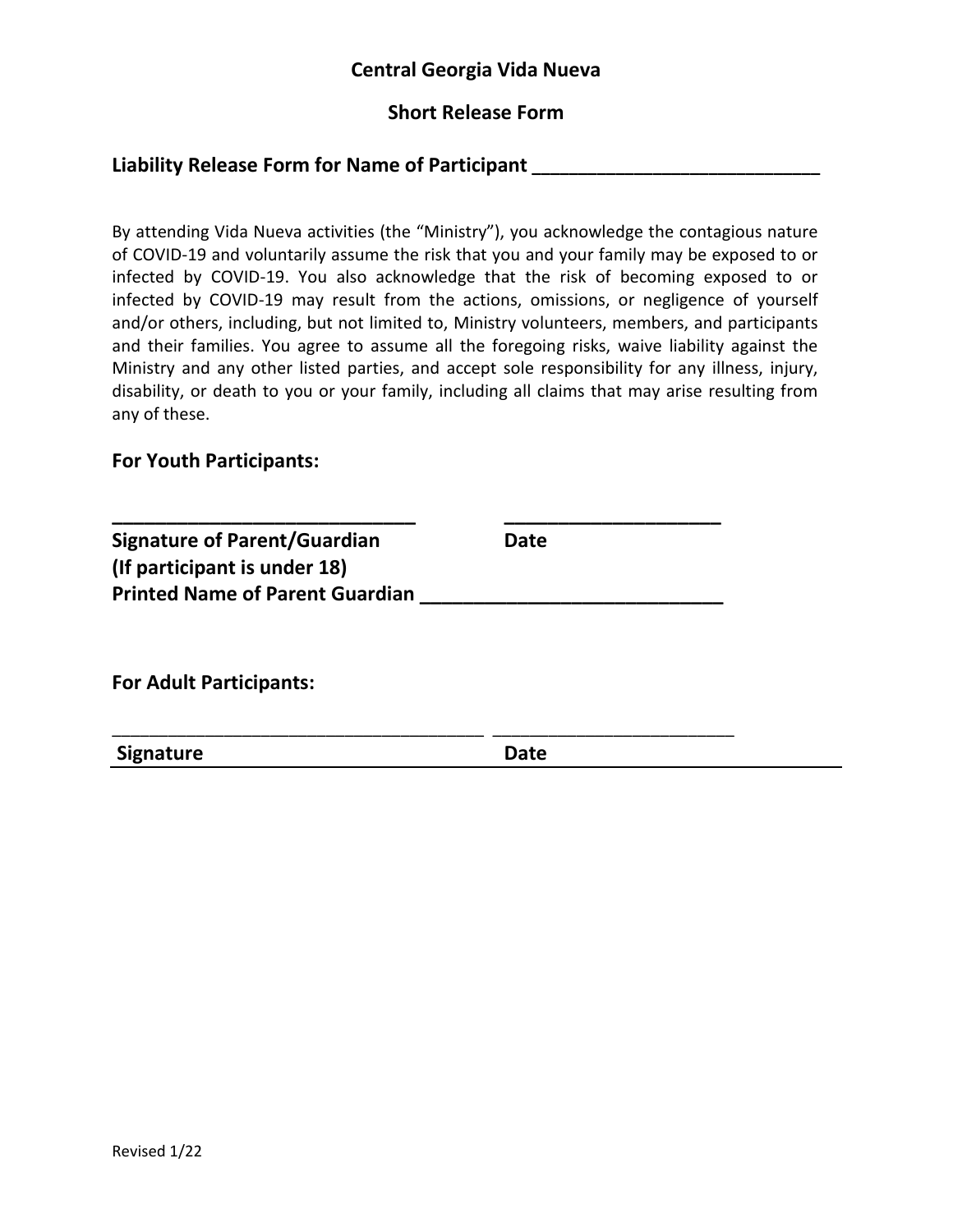**Central Georgia Vida Nueva**

**Short Release Form**

## Liability Release Form for Name of Participant ___________________________

By attending Vida Nueva activities (the "Ministry"), you acknowledge the contagious nature of COVID-19 and voluntarily assume the risk that you and your family may be exposed to or infected by COVID-19. You also acknowledge that the risk of becoming exposed to or infected by COVID-19 may result from the actions, omissions, or negligence of yourself and/or others, including, but not limited to, Ministry volunteers, members, and participants and their families. You agree to assume all the foregoing risks, waive liability against the Ministry and any other listed parties, and accept sole responsibility for any illness, injury, disability, or death to you or your family, including all claims that may arise resulting from any of these.

### For Youth Participants:

_____________________________ ____________________

**Signature of Parent/Guardian** **Date**
**(If participant is under 18)**
**Printed Name of Parent Guardian ____________________________**

### For Adult Participants:

____________________________________ ________________________

**Signature** **Date**

Revised 1/22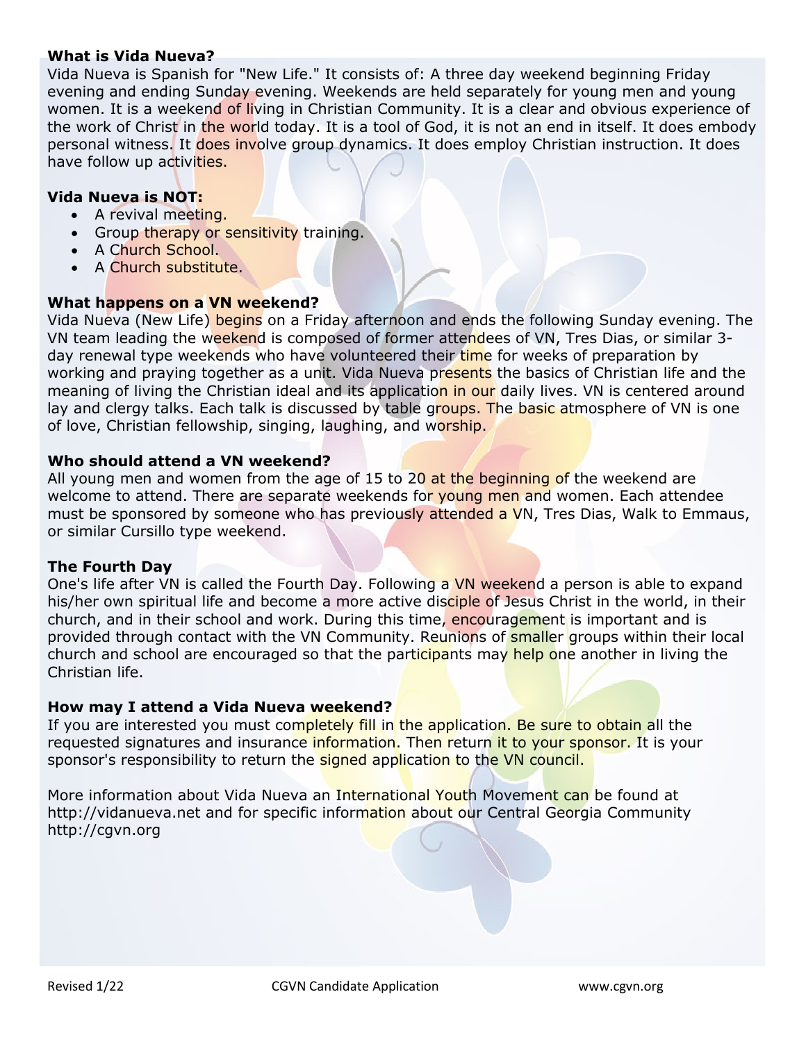**What is Vida Nueva?**

Vida Nueva is Spanish for "New Life." It consists of: A three day weekend beginning Friday evening and ending Sunday evening. Weekends are held separately for young men and young women. It is a weekend of living in Christian Community. It is a clear and obvious experience of the work of Christ in the world today. It is a tool of God, it is not an end in itself. It does embody personal witness. It does involve group dynamics. It does employ Christian instruction. It does have follow up activities.

**Vida Nueva is NOT:**

- A revival meeting.
- Group therapy or sensitivity training.
- A Church School.
- A Church substitute.

**What happens on a VN weekend?**

Vida Nueva (New Life) begins on a Friday afternoon and ends the following Sunday evening. The VN team leading the weekend is composed of former attendees of VN, Tres Dias, or similar 3-day renewal type weekends who have volunteered their time for weeks of preparation by working and praying together as a unit. Vida Nueva presents the basics of Christian life and the meaning of living the Christian ideal and its application in our daily lives. VN is centered around lay and clergy talks. Each talk is discussed by table groups. The basic atmosphere of VN is one of love, Christian fellowship, singing, laughing, and worship.

**Who should attend a VN weekend?**

All young men and women from the age of 15 to 20 at the beginning of the weekend are welcome to attend. There are separate weekends for young men and women. Each attendee must be sponsored by someone who has previously attended a VN, Tres Dias, Walk to Emmaus, or similar Cursillo type weekend.

**The Fourth Day**

One's life after VN is called the Fourth Day. Following a VN weekend a person is able to expand his/her own spiritual life and become a more active disciple of Jesus Christ in the world, in their church, and in their school and work. During this time, encouragement is important and is provided through contact with the VN Community. Reunions of smaller groups within their local church and school are encouraged so that the participants may help one another in living the Christian life.

**How may I attend a Vida Nueva weekend?**

If you are interested you must completely fill in the application. Be sure to obtain all the requested signatures and insurance information. Then return it to your sponsor. It is your sponsor's responsibility to return the signed application to the VN council.

More information about Vida Nueva an International Youth Movement can be found at http://vidanueva.net and for specific information about our Central Georgia Community http://cgvn.org